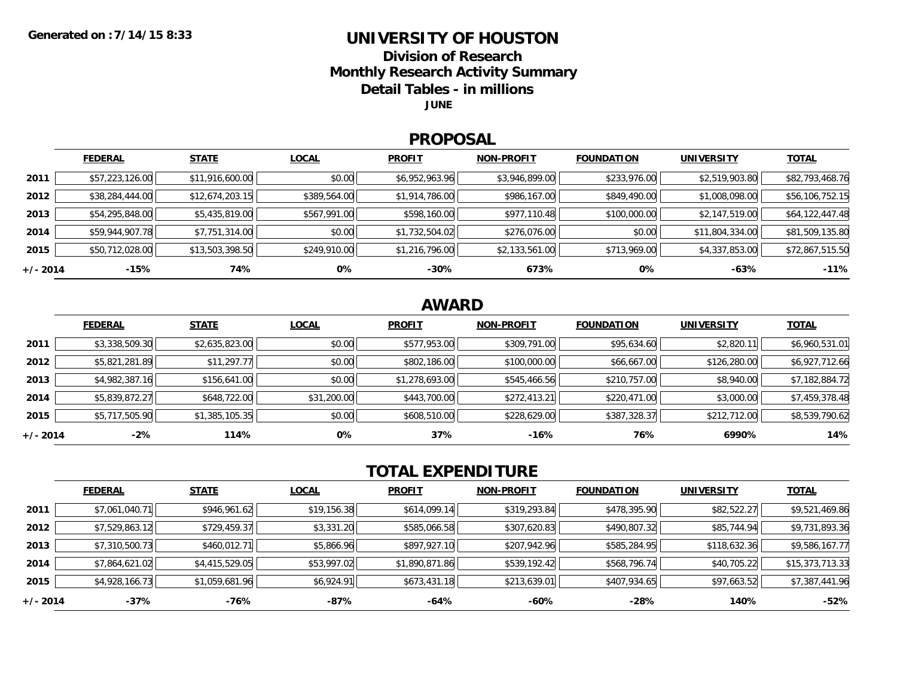Generated on :7/14/15 8:33

# UNIVERSITY OF HOUSTON

## Division of Research

## Monthly Research Activity Summary

## Detail Tables - in millions

**JUNE**

## PROPOSAL

| | FEDERAL | STATE | LOCAL | PROFIT | NON-PROFIT | FOUNDATION | UNIVERSITY | TOTAL |
|---|---|---|---|---|---|---|---|---|
| **2011** | $57,223,126.00 | $11,916,600.00 | $0.00 | $6,952,963.96 | $3,946,899.00 | $233,976.00 | $2,519,903.80 | $82,793,468.76 |
| **2012** | $38,284,444.00 | $12,674,203.15 | $389,564.00 | $1,914,786.00 | $986,167.00 | $849,490.00 | $1,008,098.00 | $56,106,752.15 |
| **2013** | $54,295,848.00 | $5,435,819.00 | $567,991.00 | $598,160.00 | $977,110.48 | $100,000.00 | $2,147,519.00 | $64,122,447.48 |
| **2014** | $59,944,907.78 | $7,751,314.00 | $0.00 | $1,732,504.02 | $276,076.00 | $0.00 | $11,804,334.00 | $81,509,135.80 |
| **2015** | $50,712,028.00 | $13,503,398.50 | $249,910.00 | $1,216,796.00 | $2,133,561.00 | $713,969.00 | $4,337,853.00 | $72,867,515.50 |
| **+/- 2014** | **-15%** | **74%** | **0%** | **-30%** | **673%** | **0%** | **-63%** | **-11%** |

## AWARD

| | FEDERAL | STATE | LOCAL | PROFIT | NON-PROFIT | FOUNDATION | UNIVERSITY | TOTAL |
|---|---|---|---|---|---|---|---|---|
| **2011** | $3,338,509.30 | $2,635,823.00 | $0.00 | $577,953.00 | $309,791.00 | $95,634.60 | $2,820.11 | $6,960,531.01 |
| **2012** | $5,821,281.89 | $11,297.77 | $0.00 | $802,186.00 | $100,000.00 | $66,667.00 | $126,280.00 | $6,927,712.66 |
| **2013** | $4,982,387.16 | $156,641.00 | $0.00 | $1,278,693.00 | $545,466.56 | $210,757.00 | $8,940.00 | $7,182,884.72 |
| **2014** | $5,839,872.27 | $648,722.00 | $31,200.00 | $443,700.00 | $272,413.21 | $220,471.00 | $3,000.00 | $7,459,378.48 |
| **2015** | $5,717,505.90 | $1,385,105.35 | $0.00 | $608,510.00 | $228,629.00 | $387,328.37 | $212,712.00 | $8,539,790.62 |
| **+/- 2014** | **-2%** | **114%** | **0%** | **37%** | **-16%** | **76%** | **6990%** | **14%** |

## TOTAL EXPENDITURE

| | FEDERAL | STATE | LOCAL | PROFIT | NON-PROFIT | FOUNDATION | UNIVERSITY | TOTAL |
|---|---|---|---|---|---|---|---|---|
| **2011** | $7,061,040.71 | $946,961.62 | $19,156.38 | $614,099.14 | $319,293.84 | $478,395.90 | $82,522.27 | $9,521,469.86 |
| **2012** | $7,529,863.12 | $729,459.37 | $3,331.20 | $585,066.58 | $307,620.83 | $490,807.32 | $85,744.94 | $9,731,893.36 |
| **2013** | $7,310,500.73 | $460,012.71 | $5,866.96 | $897,927.10 | $207,942.96 | $585,284.95 | $118,632.36 | $9,586,167.77 |
| **2014** | $7,864,621.02 | $4,415,529.05 | $53,997.02 | $1,890,871.86 | $539,192.42 | $568,796.74 | $40,705.22 | $15,373,713.33 |
| **2015** | $4,928,166.73 | $1,059,681.96 | $6,924.91 | $673,431.18 | $213,639.01 | $407,934.65 | $97,663.52 | $7,387,441.96 |
| **+/- 2014** | **-37%** | **-76%** | **-87%** | **-64%** | **-60%** | **-28%** | **140%** | **-52%** |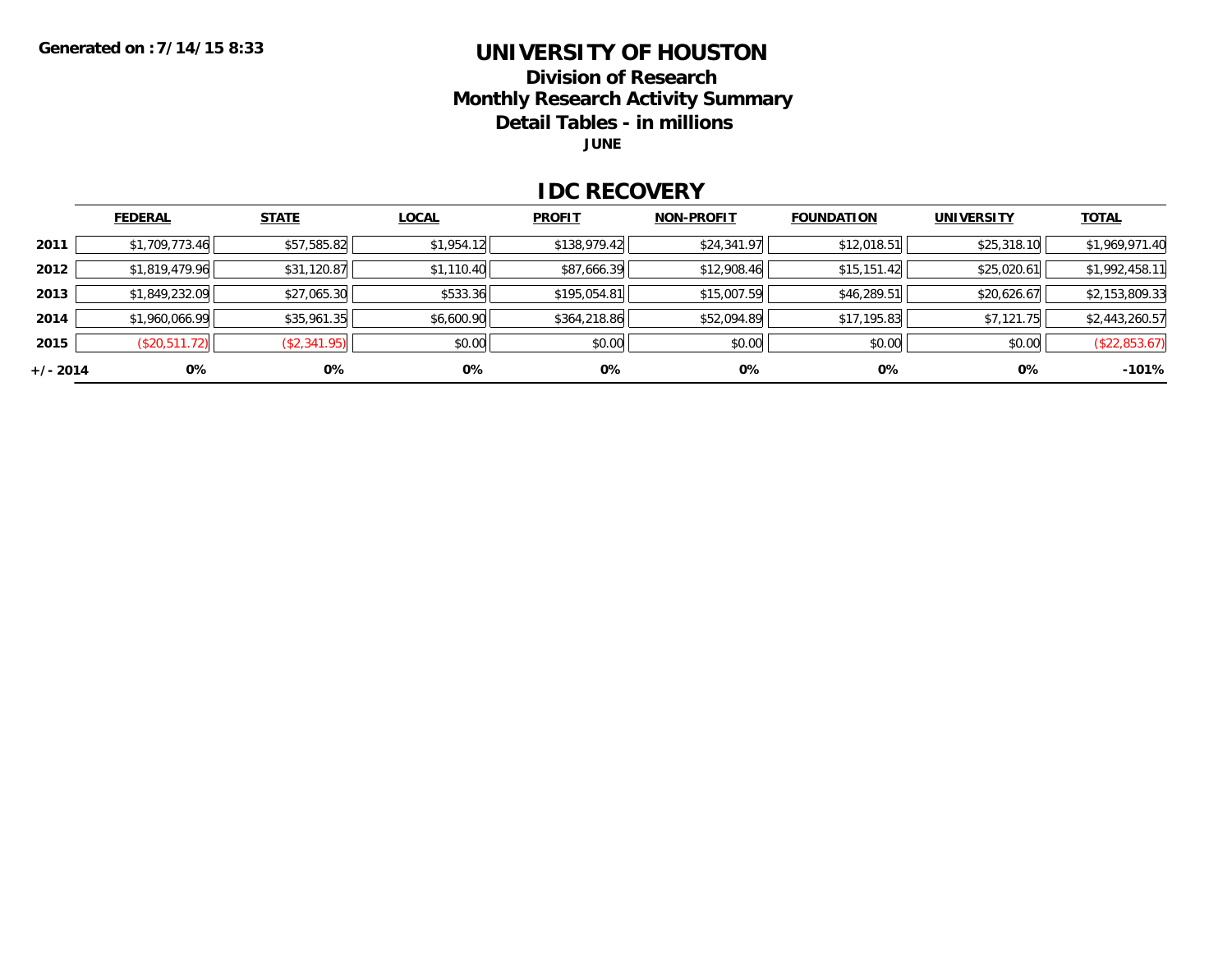Generated on :7/14/15 8:33

# UNIVERSITY OF HOUSTON

## Division of Research

## Monthly Research Activity Summary

## Detail Tables - in millions

**JUNE**

## IDC RECOVERY

| | FEDERAL | STATE | LOCAL | PROFIT | NON-PROFIT | FOUNDATION | UNIVERSITY | TOTAL |
|---|---|---|---|---|---|---|---|---|
| **2011** | $1,709,773.46 | $57,585.82 | $1,954.12 | $138,979.42 | $24,341.97 | $12,018.51 | $25,318.10 | $1,969,971.40 |
| **2012** | $1,819,479.96 | $31,120.87 | $1,110.40 | $87,666.39 | $12,908.46 | $15,151.42 | $25,020.61 | $1,992,458.11 |
| **2013** | $1,849,232.09 | $27,065.30 | $533.36 | $195,054.81 | $15,007.59 | $46,289.51 | $20,626.67 | $2,153,809.33 |
| **2014** | $1,960,066.99 | $35,961.35 | $6,600.90 | $364,218.86 | $52,094.89 | $17,195.83 | $7,121.75 | $2,443,260.57 |
| **2015** | ($20,511.72) | ($2,341.95) | $0.00 | $0.00 | $0.00 | $0.00 | $0.00 | ($22,853.67) |
| **+/- 2014** | **0%** | **0%** | **0%** | **0%** | **0%** | **0%** | **0%** | **-101%** |